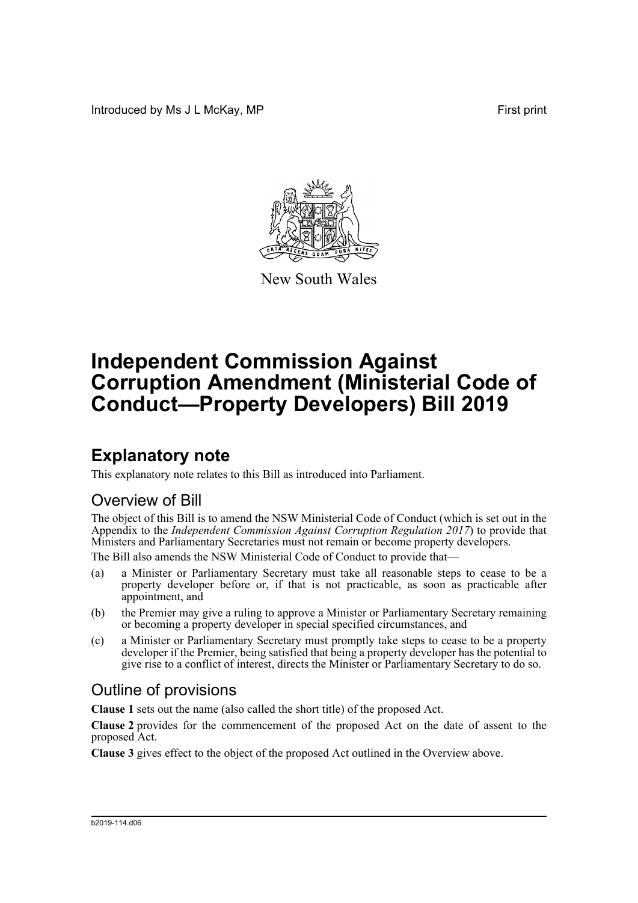Introduced by Ms J L McKay, MP First print

New South Wales

# Independent Commission Against Corruption Amendment (Ministerial Code of Conduct—Property Developers) Bill 2019

## Explanatory note

This explanatory note relates to this Bill as introduced into Parliament.

### Overview of Bill

The object of this Bill is to amend the NSW Ministerial Code of Conduct (which is set out in the Appendix to the *Independent Commission Against Corruption Regulation 2017*) to provide that Ministers and Parliamentary Secretaries must not remain or become property developers.

The Bill also amends the NSW Ministerial Code of Conduct to provide that—

(a) a Minister or Parliamentary Secretary must take all reasonable steps to cease to be a property developer before or, if that is not practicable, as soon as practicable after appointment, and

(b) the Premier may give a ruling to approve a Minister or Parliamentary Secretary remaining or becoming a property developer in special specified circumstances, and

(c) a Minister or Parliamentary Secretary must promptly take steps to cease to be a property developer if the Premier, being satisfied that being a property developer has the potential to give rise to a conflict of interest, directs the Minister or Parliamentary Secretary to do so.

### Outline of provisions

**Clause 1** sets out the name (also called the short title) of the proposed Act.

**Clause 2** provides for the commencement of the proposed Act on the date of assent to the proposed Act.

**Clause 3** gives effect to the object of the proposed Act outlined in the Overview above.

b2019-114.d06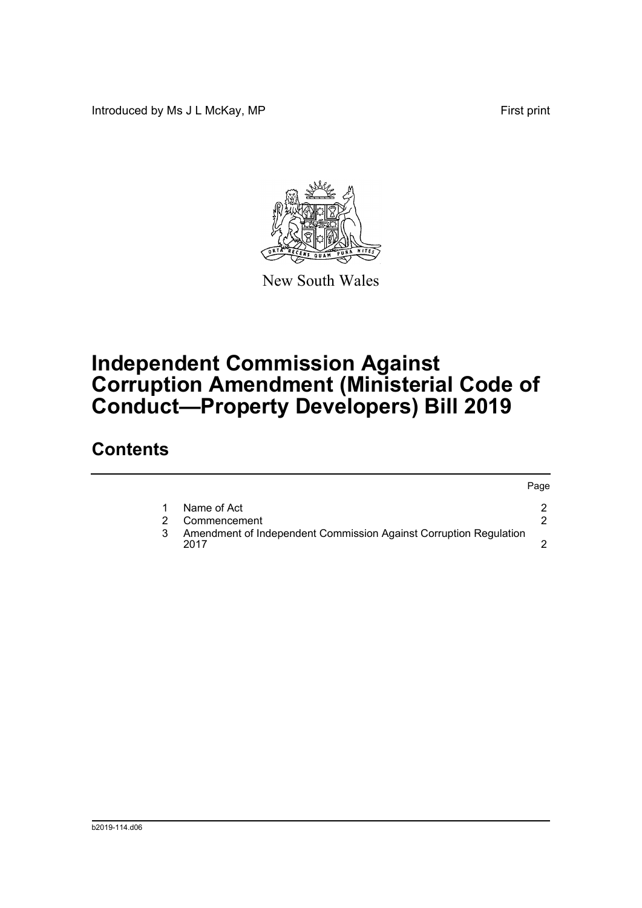Introduced by Ms J L McKay, MP First print

New South Wales

# Independent Commission Against Corruption Amendment (Ministerial Code of Conduct—Property Developers) Bill 2019

## Contents

| | | Page |
|---|---|---|
| 1 | Name of Act | 2 |
| 2 | Commencement | 2 |
| 3 | Amendment of Independent Commission Against Corruption Regulation 2017 | 2 |

b2019-114.d06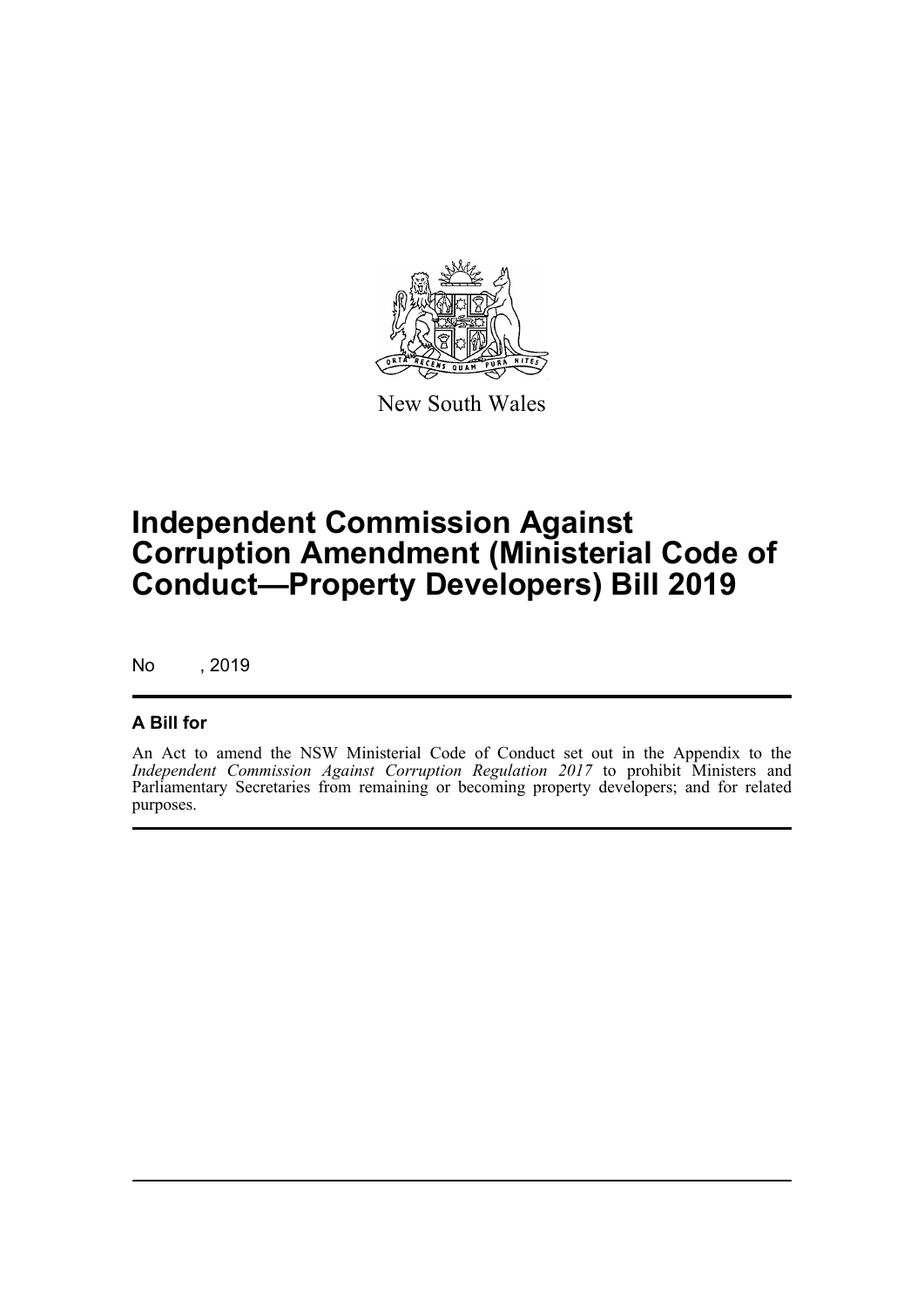New South Wales

# Independent Commission Against Corruption Amendment (Ministerial Code of Conduct—Property Developers) Bill 2019

No , 2019

## A Bill for

An Act to amend the NSW Ministerial Code of Conduct set out in the Appendix to the *Independent Commission Against Corruption Regulation 2017* to prohibit Ministers and Parliamentary Secretaries from remaining or becoming property developers; and for related purposes.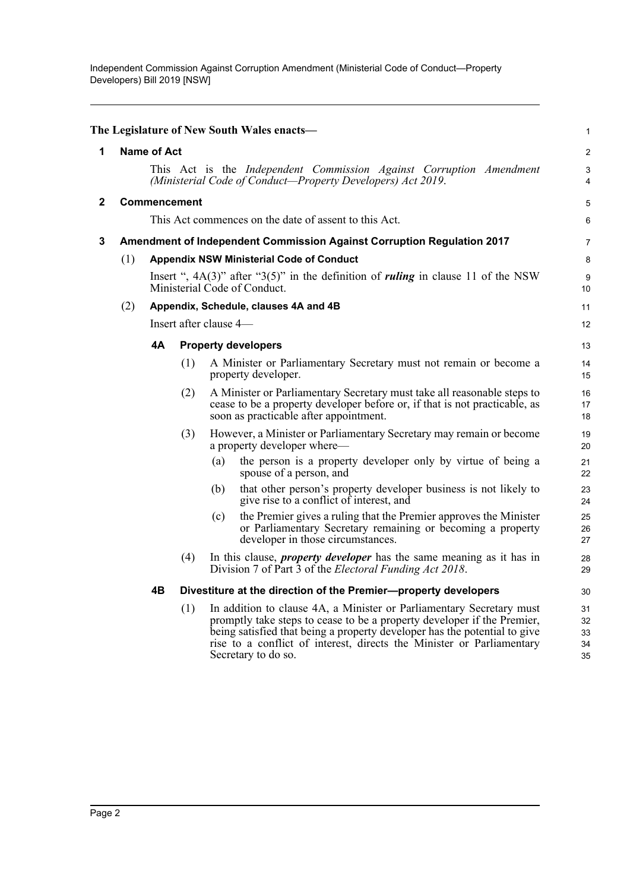The Legislature of New South Wales enacts—

## 1 Name of Act

This Act is the *Independent Commission Against Corruption Amendment (Ministerial Code of Conduct—Property Developers) Act 2019*.

## 2 Commencement

This Act commences on the date of assent to this Act.

## 3 Amendment of Independent Commission Against Corruption Regulation 2017

### (1) Appendix NSW Ministerial Code of Conduct

Insert ", 4A(3)" after "3(5)" in the definition of ***ruling*** in clause 11 of the NSW Ministerial Code of Conduct.

### (2) Appendix, Schedule, clauses 4A and 4B

Insert after clause 4—

#### 4A Property developers

(1) A Minister or Parliamentary Secretary must not remain or become a property developer.

(2) A Minister or Parliamentary Secretary must take all reasonable steps to cease to be a property developer before or, if that is not practicable, as soon as practicable after appointment.

(3) However, a Minister or Parliamentary Secretary may remain or become a property developer where—

- (a) the person is a property developer only by virtue of being a spouse of a person, and
- (b) that other person's property developer business is not likely to give rise to a conflict of interest, and
- (c) the Premier gives a ruling that the Premier approves the Minister or Parliamentary Secretary remaining or becoming a property developer in those circumstances.

(4) In this clause, ***property developer*** has the same meaning as it has in Division 7 of Part 3 of the *Electoral Funding Act 2018*.

#### 4B Divestiture at the direction of the Premier—property developers

(1) In addition to clause 4A, a Minister or Parliamentary Secretary must promptly take steps to cease to be a property developer if the Premier, being satisfied that being a property developer has the potential to give rise to a conflict of interest, directs the Minister or Parliamentary Secretary to do so.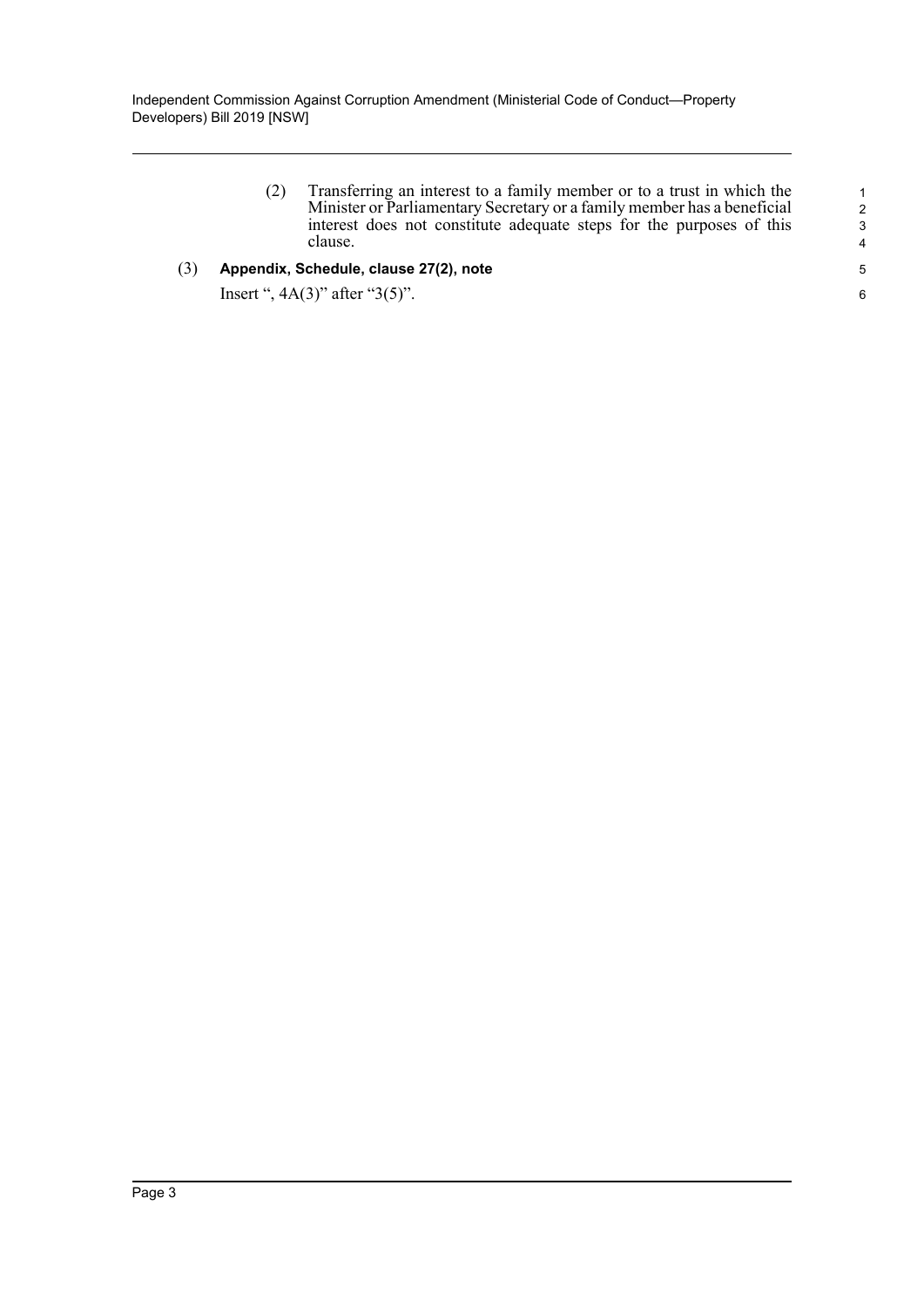(2) Transferring an interest to a family member or to a trust in which the Minister or Parliamentary Secretary or a family member has a beneficial interest does not constitute adequate steps for the purposes of this clause.

**(3) Appendix, Schedule, clause 27(2), note**

Insert ", 4A(3)" after "3(5)".